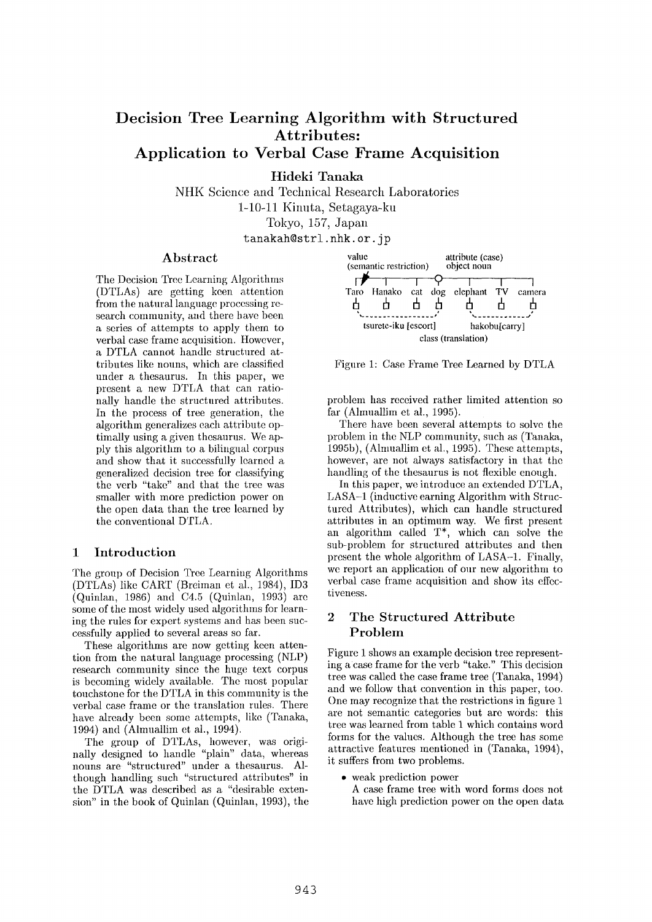# Decision Tree Learning Algorithm with Structured Attributes: Application to Verbal Case Frame Acquisition

**Hideki Tanaka**

NHK Science and Technical Research Laboratories
1-10-11 Kinuta, Setagaya-ku
Tokyo, 157, Japan
tanakah@strl.nhk.or.jp

## Abstract

The Decision Tree Learning Algorithms (DTLAs) are getting keen attention from the natural language processing research community, and there have been a series of attempts to apply them to verbal case frame acquisition. However, a DTLA cannot handle structured attributes like nouns, which are classified under a thesaurus. In this paper, we present a new DTLA that can rationally handle the structured attributes. In the process of tree generation, the algorithm generalizes each attribute optimally using a given thesaurus. We apply this algorithm to a bilingual corpus and show that it successfully learned a generalized decision tree for classifying the verb "take" and that the tree was smaller with more prediction power on the open data than the tree learned by the conventional DTLA.

## 1 Introduction

The group of Decision Tree Learning Algorithms (DTLAs) like CART (Breiman et al., 1984), ID3 (Quinlan, 1986) and C4.5 (Quinlan, 1993) are some of the most widely used algorithms for learning the rules for expert systems and has been successfully applied to several areas so far.

These algorithms are now getting keen attention from the natural language processing (NLP) research community since the huge text corpus is becoming widely available. The most popular touchstone for the DTLA in this community is the verbal case frame or the translation rules. There have already been some attempts, like (Tanaka, 1994) and (Almuallim et al., 1994).

The group of DTLAs, however, was originally designed to handle "plain" data, whereas nouns are "structured" under a thesaurus. Although handling such "structured attributes" in the DTLA was described as a "desirable extension" in the book of Quinlan (Quinlan, 1993), the problem has received rather limited attention so far (Almuallim et al., 1995).

value (semantic restriction) — attribute (case) object noun

Taro Hanako cat dog elephant TV camera

tsurete-iku [escort] — hakobu[carry]

class (translation)

Figure 1: Case Frame Tree Learned by DTLA

There have been several attempts to solve the problem in the NLP community, such as (Tanaka, 1995b), (Almuallim et al., 1995). These attempts, however, are not always satisfactory in that the handling of the thesaurus is not flexible enough.

In this paper, we introduce an extended DTLA, LASA-1 (inductive earning Algorithm with Structured Attributes), which can handle structured attributes in an optimum way. We first present an algorithm called T*, which can solve the sub-problem for structured attributes and then present the whole algorithm of LASA-1. Finally, we report an application of our new algorithm to verbal case frame acquisition and show its effectiveness.

## 2 The Structured Attribute Problem

Figure 1 shows an example decision tree representing a case frame for the verb "take." This decision tree was called the case frame tree (Tanaka, 1994) and we follow that convention in this paper, too. One may recognize that the restrictions in figure 1 are not semantic categories but are words: this tree was learned from table 1 which contains word forms for the values. Although the tree has some attractive features mentioned in (Tanaka, 1994), it suffers from two problems.

- weak prediction power
  A case frame tree with word forms does not have high prediction power on the open data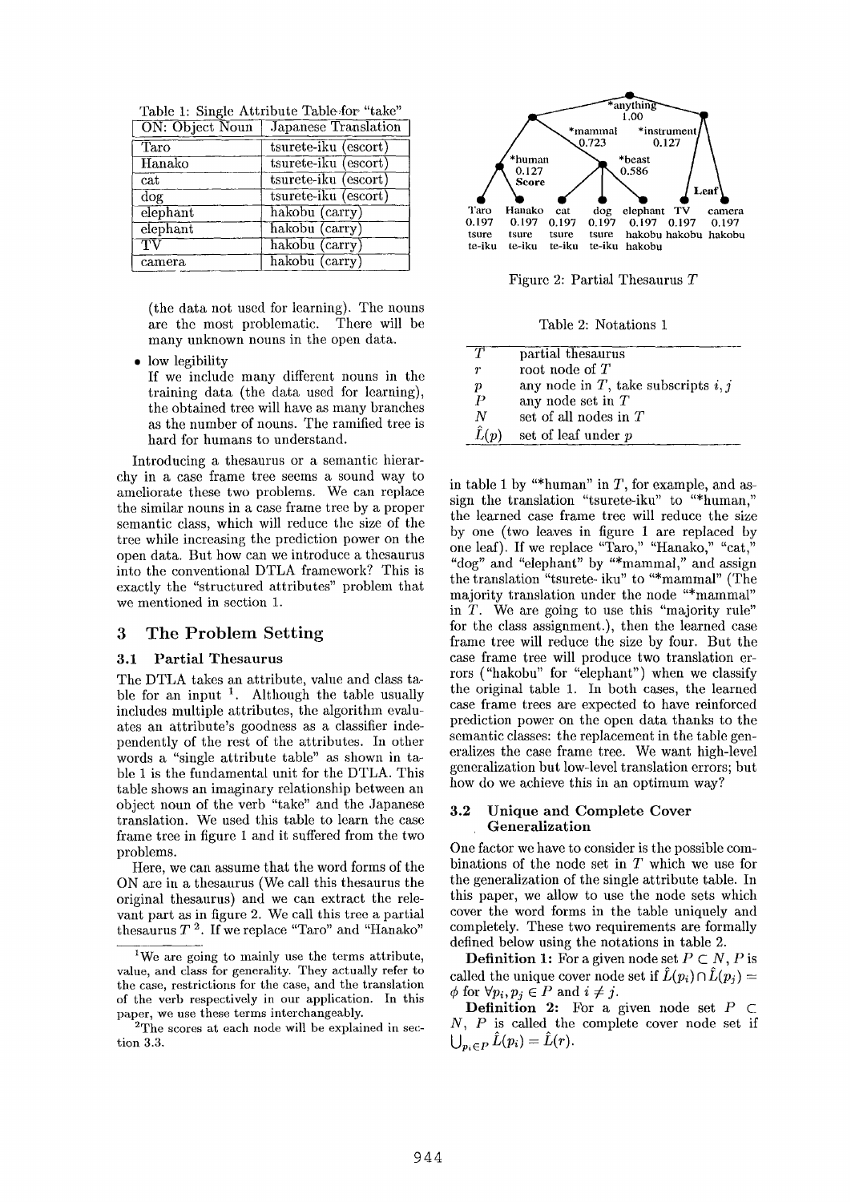Table 1: Single Attribute Table for "take"

| ON: Object Noun | Japanese Translation |
|---|---|
| Taro | tsurete-iku (escort) |
| Hanako | tsurete-iku (escort) |
| cat | tsurete-iku (escort) |
| dog | tsurete-iku (escort) |
| elephant | hakobu (carry) |
| elephant | hakobu (carry) |
| TV | hakobu (carry) |
| camera | hakobu (carry) |

(the data not used for learning). The nouns are the most problematic. There will be many unknown nouns in the open data.

- low legibility
  If we include many different nouns in the training data (the data used for learning), the obtained tree will have as many branches as the number of nouns. The ramified tree is hard for humans to understand.

Introducing a thesaurus or a semantic hierarchy in a case frame tree seems a sound way to ameliorate these two problems. We can replace the similar nouns in a case frame tree by a proper semantic class, which will reduce the size of the tree while increasing the prediction power on the open data. But how can we introduce a thesaurus into the conventional DTLA framework? This is exactly the "structured attributes" problem that we mentioned in section 1.

## 3 The Problem Setting

### 3.1 Partial Thesaurus

The DTLA takes an attribute, value and class table for an input [1]. Although the table usually includes multiple attributes, the algorithm evaluates an attribute's goodness as a classifier independently of the rest of the attributes. In other words a "single attribute table" as shown in table 1 is the fundamental unit for the DTLA. This table shows an imaginary relationship between an object noun of the verb "take" and the Japanese translation. We used this table to learn the case frame tree in figure 1 and it suffered from the two problems.

Here, we can assume that the word forms of the ON are in a thesaurus (We call this thesaurus the original thesaurus) and we can extract the relevant part as in figure 2. We call this tree a partial thesaurus $T$ [2]. If we replace "Taro" and "Hanako" in table 1 by "*human" in $T$, for example, and assign the translation "tsurete-iku" to "*human," the learned case frame tree will reduce the size by one (two leaves in figure 1 are replaced by one leaf). If we replace "Taro," "Hanako," "cat," "dog" and "elephant" by "*mammal," and assign the translation "tsurete- iku" to "*mammal" (The majority translation under the node "*mammal" in $T$. We are going to use this "majority rule" for the class assignment.), then the learned case frame tree will reduce the size by four. But the case frame tree will produce two translation errors ("hakobu" for "elephant") when we classify the original table 1. In both cases, the learned case frame trees are expected to have reinforced prediction power on the open data thanks to the semantic classes: the replacement in the table generalizes the case frame tree. We want high-level generalization but low-level translation errors; but how do we achieve this in an optimum way?

[1] We are going to mainly use the terms attribute, value, and class for generality. They actually refer to the case, restrictions for the case, and the translation of the verb respectively in our application. In this paper, we use these terms interchangeably.

[2] The scores at each node will be explained in section 3.3.

Figure 2: Partial Thesaurus $T$

Table 2: Notations 1

| | |
|---|---|
| $T$ | partial thesaurus |
| $r$ | root node of $T$ |
| $p$ | any node in $T$, take subscripts $i, j$ |
| $P$ | any node set in $T$ |
| $N$ | set of all nodes in $T$ |
| $\hat{L}(p)$ | set of leaf under $p$ |

### 3.2 Unique and Complete Cover Generalization

One factor we have to consider is the possible combinations of the node set in $T$ which we use for the generalization of the single attribute table. In this paper, we allow to use the node sets which cover the word forms in the table uniquely and completely. These two requirements are formally defined below using the notations in table 2.

**Definition 1:** For a given node set $P \subset N$, $P$ is called the unique cover node set if $\hat{L}(p_i) \cap \hat{L}(p_j) = \phi$ for $\forall p_i, p_j \in P$ and $i \neq j$.

**Definition 2:** For a given node set $P \subset N$, $P$ is called the complete cover node set if $\bigcup_{p_i \in P} \hat{L}(p_i) = \hat{L}(r)$.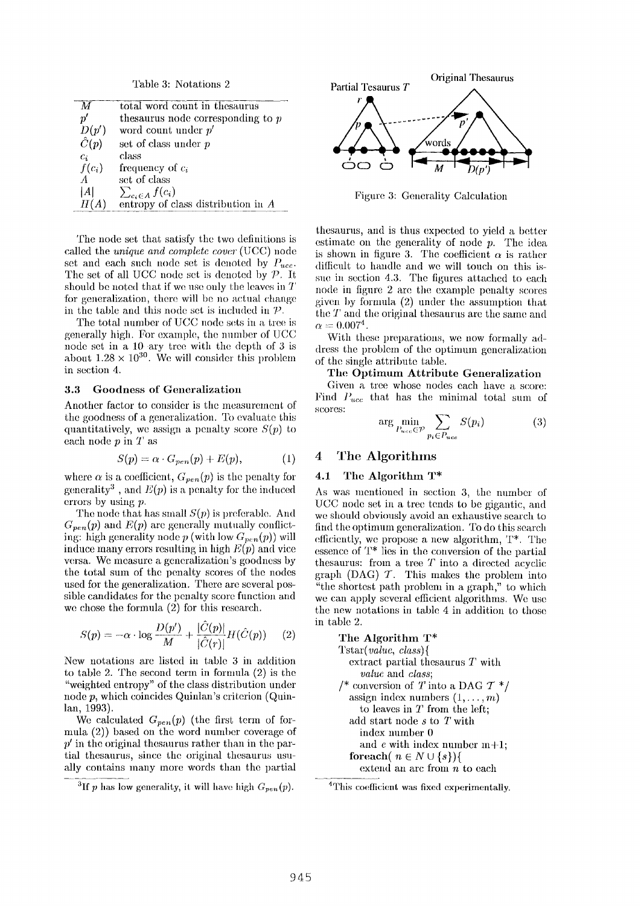Table 3: Notations 2

| | |
|---|---|
| $M$ | total word count in thesaurus |
| $p'$ | thesaurus node corresponding to $p$ |
| $D(p')$ | word count under $p'$ |
| $\hat{C}(p)$ | set of class under $p$ |
| $c_i$ | class |
| $f(c_i)$ | frequency of $c_i$ |
| $A$ | set of class |
| $\lvert A \rvert$ | $\sum_{c_i \in A} f(c_i)$ |
| $H(A)$ | entropy of class distribution in $A$ |

The node set that satisfy the two definitions is called the *unique and complete cover* (UCC) node set and each such node set is denoted by $P_{ucc}$. The set of all UCC node set is denoted by $\mathcal{P}$. It should be noted that if we use only the leaves in $T$ for generalization, there will be no actual change in the table and this node set is included in $\mathcal{P}$.

The total number of UCC node sets in a tree is generally high. For example, the number of UCC node set in a 10 ary tree with the depth of 3 is about $1.28 \times 10^{30}$. We will consider this problem in section 4.

### 3.3 Goodness of Generalization

Another factor to consider is the measurement of the goodness of a generalization. To evaluate this quantitatively, we assign a penalty score $S(p)$ to each node $p$ in $T$ as

$$S(p) = \alpha \cdot G_{pen}(p) + E(p), \tag{1}$$

where $\alpha$ is a coefficient, $G_{pen}(p)$ is the penalty for generality[3] , and $E(p)$ is a penalty for the induced errors by using $p$.

The node that has small $S(p)$ is preferable. And $G_{pen}(p)$ and $E(p)$ are generally mutually conflicting: high generality node $p$ (with low $G_{pen}(p)$) will induce many errors resulting in high $E(p)$ and vice versa. We measure a generalization's goodness by the total sum of the penalty scores of the nodes used for the generalization. There are several possible candidates for the penalty score function and we chose the formula (2) for this research.

$$S(p) = -\alpha \cdot \log \frac{D(p')}{M} + \frac{|\hat{C}(p)|}{|\hat{C}(r)|} H(\hat{C}(p)) \tag{2}$$

New notations are listed in table 3 in addition to table 2. The second term in formula (2) is the "weighted entropy" of the class distribution under node $p$, which coincides Quinlan's criterion (Quinlan, 1993).

We calculated $G_{pen}(p)$ (the first term of formula (2)) based on the word number coverage of $p'$ in the original thesaurus rather than in the partial thesaurus, since the original thesaurus usually contains many more words than the partial thesaurus, and is thus expected to yield a better estimate on the generality of node $p$. The idea is shown in figure 3. The coefficient $\alpha$ is rather difficult to handle and we will touch on this issue in section 4.3. The figures attached to each node in figure 2 are the example penalty scores given by formula (2) under the assumption that the $T$ and the original thesaurus are the same and $\alpha = 0.007$[4].

[3] If $p$ has low generality, it will have high $G_{pen}(p)$.

Figure 3: Generality Calculation

We now formally address the problem of the optimum generalization of the single attribute table.

**The Optimum Attribute Generalization**

Given a tree whose nodes each have a score: Find $P_{ucc}$ that has the minimal total sum of scores:

$$\arg \min_{P_{ucc} \in \mathcal{P}} \sum_{p_i \in P_{ucc}} S(p_i) \tag{3}$$

## 4 The Algorithms

### 4.1 The Algorithm T*

As was mentioned in section 3, the number of UCC node set in a tree tends to be gigantic, and we should obviously avoid an exhaustive search to find the optimum generalization. To do this search efficiently, we propose a new algorithm, T*. The essence of T* lies in the conversion of the partial thesaurus: from a tree $T$ into a directed acyclic graph (DAG) $\mathcal{T}$. This makes the problem into "the shortest path problem in a graph," to which we can apply several efficient algorithms. We use the new notations in table 4 in addition to those in table 2.

**The Algorithm T***

```
Tstar(value, class){
  extract partial thesaurus T with
    value and class;
/* conversion of T into a DAG 𝒯 */
  assign index numbers (1,...,m)
    to leaves in T from the left;
  add start node s to T with
    index number 0
    and e with index number m+1;
  foreach( n ∈ N ∪ {s}){
    extend an arc from n to each
```

[4] This coefficient was fixed experimentally.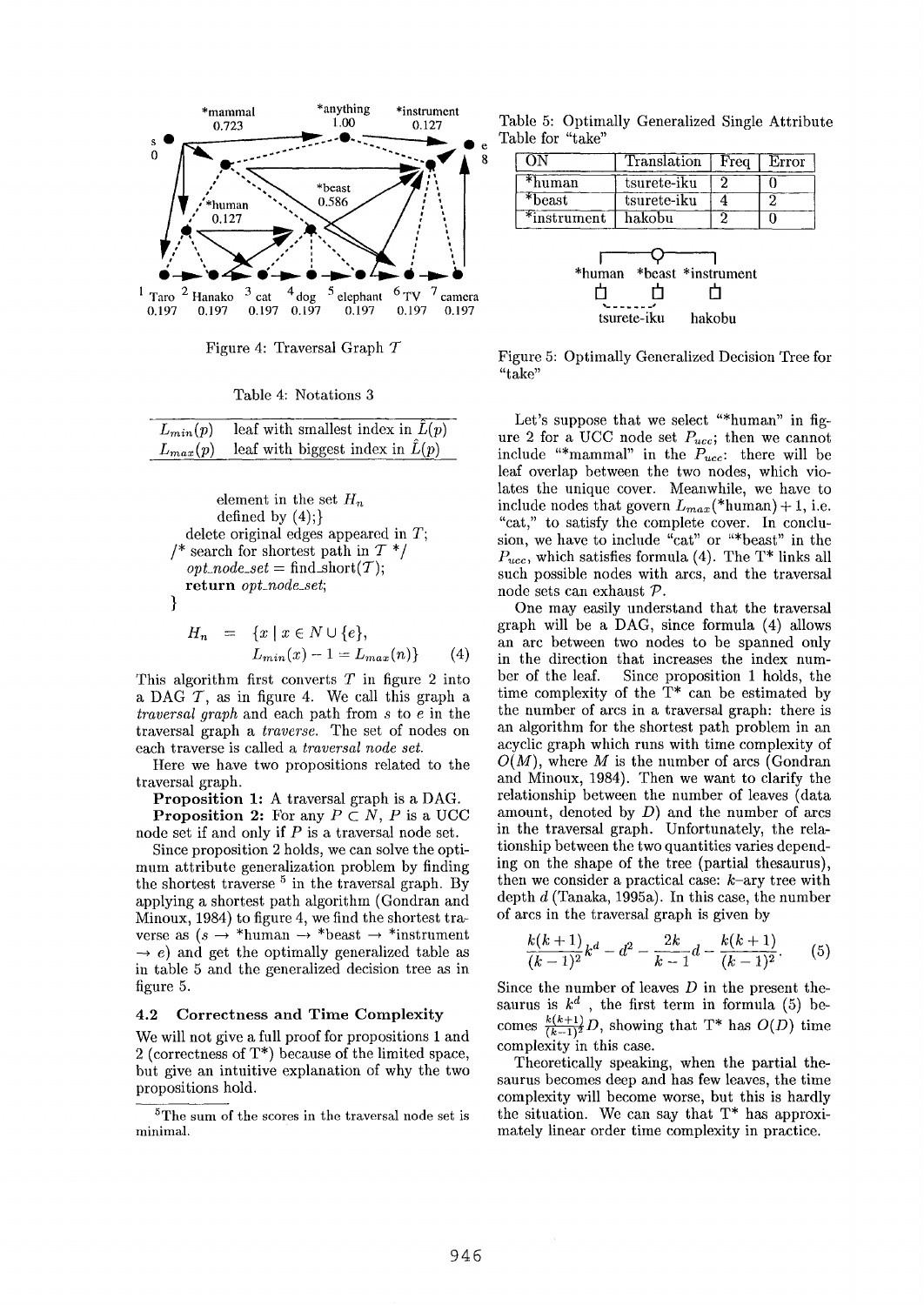Figure 4: Traversal Graph $\mathcal{T}$

Table 4: Notations 3

| | |
|---|---|
| $L_{min}(p)$ | leaf with smallest index in $\hat{L}(p)$ |
| $L_{max}(p)$ | leaf with biggest index in $\hat{L}(p)$ |

```
        element in the set H_n
        defined by (4);}
    delete original edges appeared in T;
  /* search for shortest path in 𝒯 */
    opt_node_set = find_short(𝒯);
    return opt_node_set;
}
```

$$H_n = \{x \mid x \in N \cup \{e\}, \\ L_{min}(x) - 1 = L_{max}(n)\} \quad (4)$$

This algorithm first converts $T$ in figure 2 into a DAG $\mathcal{T}$, as in figure 4. We call this graph a *traversal graph* and each path from $s$ to $e$ in the traversal graph a *traverse*. The set of nodes on each traverse is called a *traversal node set*.

Here we have two propositions related to the traversal graph.

**Proposition 1:** A traversal graph is a DAG.

**Proposition 2:** For any $P \subset N$, $P$ is a UCC node set if and only if $P$ is a traversal node set.

Since proposition 2 holds, we can solve the optimum attribute generalization problem by finding the shortest traverse [5] in the traversal graph. By applying a shortest path algorithm (Gondran and Minoux, 1984) to figure 4, we find the shortest traverse as ($s \rightarrow$ *human $\rightarrow$ *beast $\rightarrow$ *instrument $\rightarrow e$) and get the optimally generalized table as in table 5 and the generalized decision tree as in figure 5.

### 4.2 Correctness and Time Complexity

We will not give a full proof for propositions 1 and 2 (correctness of T*) because of the limited space, but give an intuitive explanation of why the two propositions hold.

[5] The sum of the scores in the traversal node set is minimal.

Table 5: Optimally Generalized Single Attribute Table for "take"

| ON | Translation | Freq | Error |
|---|---|---|---|
| *human | tsurete-iku | 2 | 0 |
| *beast | tsurete-iku | 4 | 2 |
| *instrument | hakobu | 2 | 0 |

Figure 5: Optimally Generalized Decision Tree for "take"

Let's suppose that we select "*human" in figure 2 for a UCC node set $P_{ucc}$; then we cannot include "*mammal" in the $P_{ucc}$: there will be leaf overlap between the two nodes, which violates the unique cover. Meanwhile, we have to include nodes that govern $L_{max}$(*human)$+1$, i.e. "cat," to satisfy the complete cover. In conclusion, we have to include "cat" or "*beast" in the $P_{ucc}$, which satisfies formula (4). The T* links all such possible nodes with arcs, and the traversal node sets can exhaust $\mathcal{P}$.

One may easily understand that the traversal graph will be a DAG, since formula (4) allows an arc between two nodes to be spanned only in the direction that increases the index number of the leaf. Since proposition 1 holds, the time complexity of the T* can be estimated by the number of arcs in a traversal graph: there is an algorithm for the shortest path problem in an acyclic graph which runs with time complexity of $O(M)$, where $M$ is the number of arcs (Gondran and Minoux, 1984). Then we want to clarify the relationship between the number of leaves (data amount, denoted by $D$) and the number of arcs in the traversal graph. Unfortunately, the relationship between the two quantities varies depending on the shape of the tree (partial thesaurus), then we consider a practical case: $k$–ary tree with depth $d$ (Tanaka, 1995a). In this case, the number of arcs in the traversal graph is given by

$$\frac{k(k+1)}{(k-1)^2}k^d - d^2 - \frac{2k}{k-1}d - \frac{k(k+1)}{(k-1)^2}. \quad (5)$$

Since the number of leaves $D$ in the present thesaurus is $k^d$, the first term in formula (5) becomes $\frac{k(k+1)}{(k-1)^2}D$, showing that T* has $O(D)$ time complexity in this case.

Theoretically speaking, when the partial thesaurus becomes deep and has few leaves, the time complexity will become worse, but this is hardly the situation. We can say that T* has approximately linear order time complexity in practice.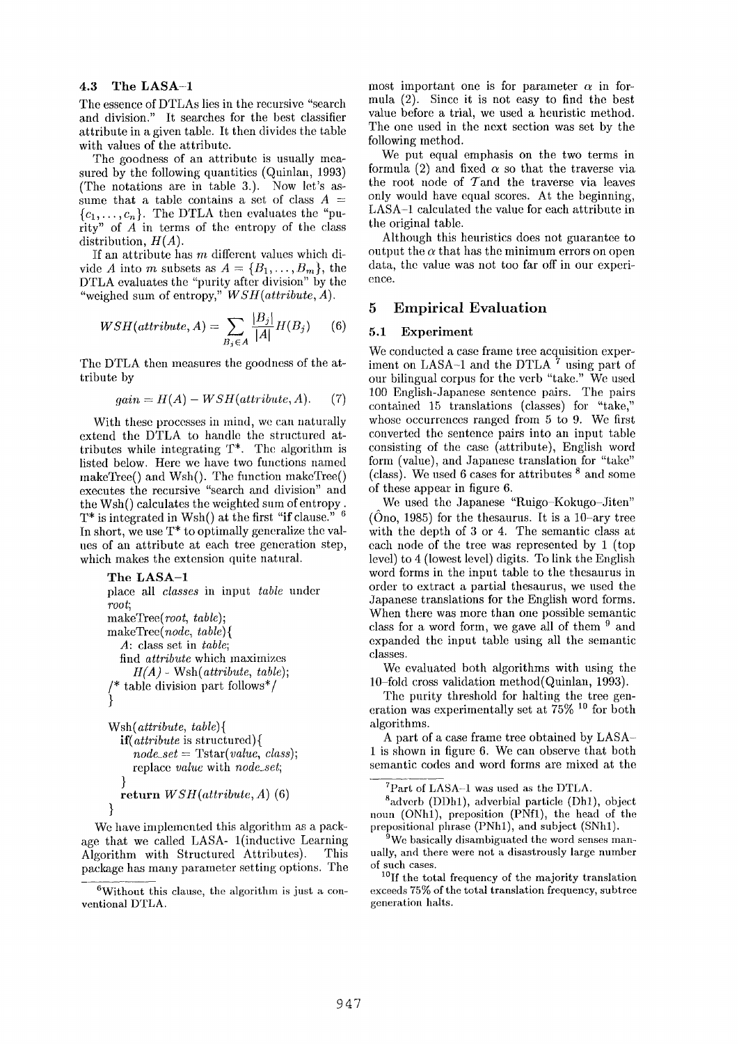### 4.3 The LASA-1

The essence of DTLAs lies in the recursive "search and division." It searches for the best classifier attribute in a given table. It then divides the table with values of the attribute.

The goodness of an attribute is usually measured by the following quantities (Quinlan, 1993) (The notations are in table 3.). Now let's assume that a table contains a set of class $A = \{c_1, \ldots, c_n\}$. The DTLA then evaluates the "purity" of $A$ in terms of the entropy of the class distribution, $H(A)$.

If an attribute has $m$ different values which divide $A$ into $m$ subsets as $A = \{B_1, \ldots, B_m\}$, the DTLA evaluates the "purity after division" by the "weighed sum of entropy," $WSH(attribute, A)$.

$$WSH(attribute, A) = \sum_{B_j \in A} \frac{|B_j|}{|A|} H(B_j) \quad (6)$$

The DTLA then measures the goodness of the attribute by

$$gain = H(A) - WSH(attribute, A). \quad (7)$$

With these processes in mind, we can naturally extend the DTLA to handle the structured attributes while integrating T*. The algorithm is listed below. Here we have two functions named makeTree() and Wsh(). The function makeTree() executes the recursive "search and division" and the Wsh() calculates the weighted sum of entropy. T* is integrated in Wsh() at the first "**if** clause." [6] In short, we use T* to optimally generalize the values of an attribute at each tree generation step, which makes the extension quite natural.

```
The LASA-1
place all classes in input table under
root;
makeTree(root, table);
makeTree(node, table){
  A: class set in table;
  find attribute which maximizes
     H(A) - Wsh(attribute, table);
/* table division part follows*/
}

Wsh(attribute, table){
  if(attribute is structured){
     node_set = Tstar(value, class);
     replace value with node_set;
  }
  return WSH(attribute, A) (6)
}
```

We have implemented this algorithm as a package that we called LASA- 1(inductive Learning Algorithm with Structured Attributes). This package has many parameter setting options. The most important one is for parameter $\alpha$ in formula (2). Since it is not easy to find the best value before a trial, we used a heuristic method. The one used in the next section was set by the following method.

We put equal emphasis on the two terms in formula (2) and fixed $\alpha$ so that the traverse via the root node of $\mathcal{T}$ and the traverse via leaves only would have equal scores. At the beginning, LASA-1 calculated the value for each attribute in the original table.

Although this heuristics does not guarantee to output the $\alpha$ that has the minimum errors on open data, the value was not too far off in our experience.

## 5 Empirical Evaluation

### 5.1 Experiment

We conducted a case frame tree acquisition experiment on LASA-1 and the DTLA [7] using part of our bilingual corpus for the verb "take." We used 100 English-Japanese sentence pairs. The pairs contained 15 translations (classes) for "take," whose occurrences ranged from 5 to 9. We first converted the sentence pairs into an input table consisting of the case (attribute), English word form (value), and Japanese translation for "take" (class). We used 6 cases for attributes [8] and some of these appear in figure 6.

We used the Japanese "Ruigo-Kokugo-Jiten" (Ôno, 1985) for the thesaurus. It is a 10-ary tree with the depth of 3 or 4. The semantic class at each node of the tree was represented by 1 (top level) to 4 (lowest level) digits. To link the English word forms in the input table to the thesaurus in order to extract a partial thesaurus, we used the Japanese translations for the English word forms. When there was more than one possible semantic class for a word form, we gave all of them [9] and expanded the input table using all the semantic classes.

We evaluated both algorithms with using the 10-fold cross validation method(Quinlan, 1993).

The purity threshold for halting the tree generation was experimentally set at 75% [10] for both algorithms.

A part of a case frame tree obtained by LASA-1 is shown in figure 6. We can observe that both semantic codes and word forms are mixed at the

---

[6] Without this clause, the algorithm is just a conventional DTLA.

[7] Part of LASA-1 was used as the DTLA.

[8] adverb (DDh1), adverbial particle (Dh1), object noun (ONh1), preposition (PNf1), the head of the prepositional phrase (PNh1), and subject (SNh1).

[9] We basically disambiguated the word senses manually, and there were not a disastrously large number of such cases.

[10] If the total frequency of the majority translation exceeds 75% of the total translation frequency, subtree generation halts.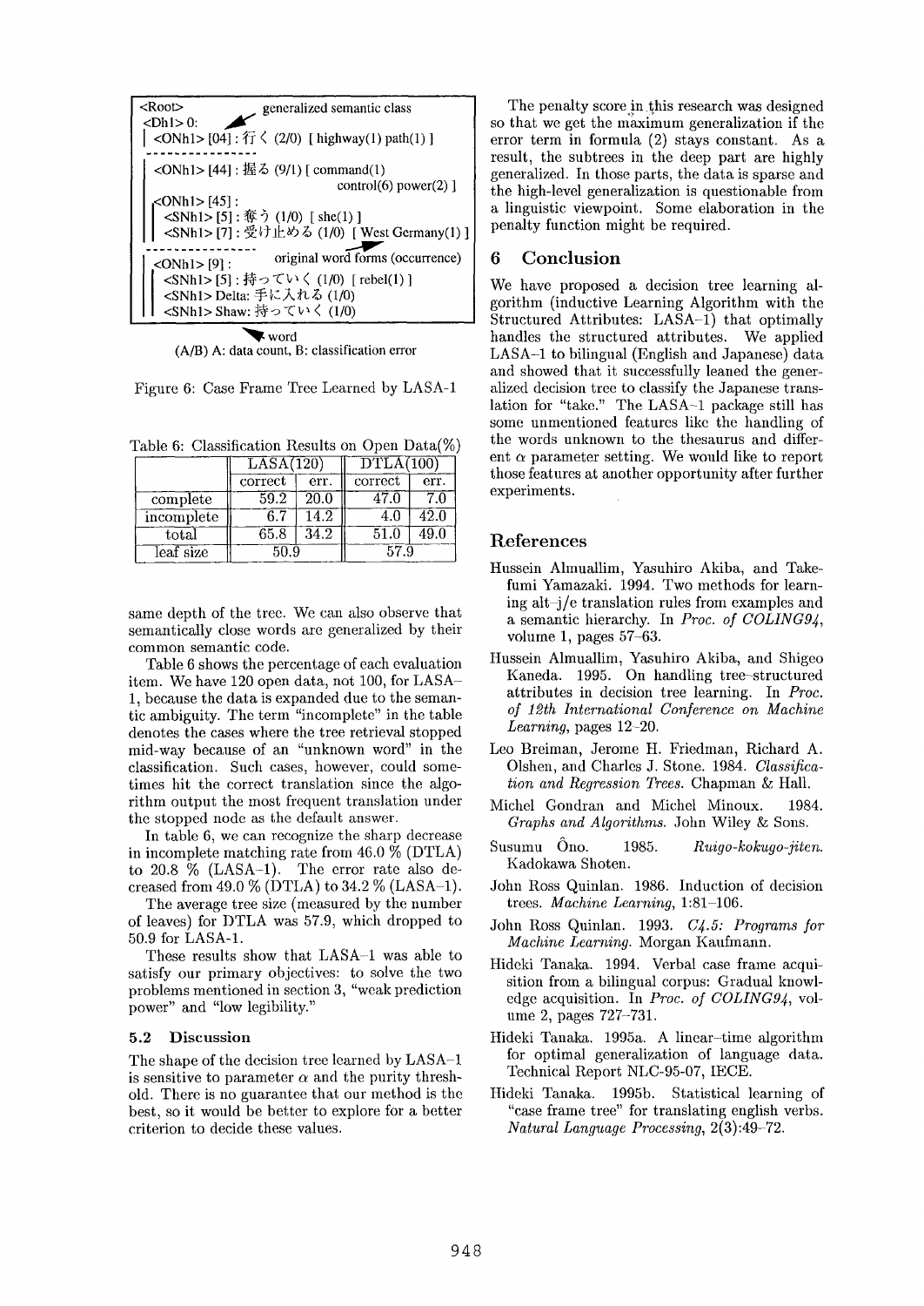```
<Root>          generalized semantic class
<Dh1> 0:
| <ONh1> [04] : 行く (2/0) [ highway(1) path(1) ]
 ---------------
| <ONh1> [44] : 握る (9/1) [ command(1)
|                              control(6) power(2) ]
| <ONh1> [45] :
| | <SNh1> [5] : 奪う (1/0) [ she(1) ]
| | <SNh1> [7] : 受け止める (1/0) [ West Germany(1) ]
 ---------------
| <ONh1> [9] :      original word forms (occurrence)
| | <SNh1> [5] : 持っていく (1/0) [ rebel(1) ]
| | <SNh1> Delta: 手に入れる (1/0)
| | <SNh1> Shaw: 持っていく (1/0)
```

word

(A/B) A: data count, B: classification error

Figure 6: Case Frame Tree Learned by LASA-1

Table 6: Classification Results on Open Data(%)

| | LASA(120) | | DTLA(100) | |
|---|---|---|---|---|
| | correct | err. | correct | err. |
| complete | 59.2 | 20.0 | 47.0 | 7.0 |
| incomplete | 6.7 | 14.2 | 4.0 | 42.0 |
| total | 65.8 | 34.2 | 51.0 | 49.0 |
| leaf size | 50.9 | | 57.9 | |

same depth of the tree. We can also observe that semantically close words are generalized by their common semantic code.

Table 6 shows the percentage of each evaluation item. We have 120 open data, not 100, for LASA-1, because the data is expanded due to the semantic ambiguity. The term "incomplete" in the table denotes the cases where the tree retrieval stopped mid-way because of an "unknown word" in the classification. Such cases, however, could sometimes hit the correct translation since the algorithm output the most frequent translation under the stopped node as the default answer.

In table 6, we can recognize the sharp decrease in incomplete matching rate from 46.0 % (DTLA) to 20.8 % (LASA-1). The error rate also decreased from 49.0 % (DTLA) to 34.2 % (LASA-1).

The average tree size (measured by the number of leaves) for DTLA was 57.9, which dropped to 50.9 for LASA-1.

These results show that LASA-1 was able to satisfy our primary objectives: to solve the two problems mentioned in section 3, "weak prediction power" and "low legibility."

### 5.2 Discussion

The shape of the decision tree learned by LASA-1 is sensitive to parameter $\alpha$ and the purity threshold. There is no guarantee that our method is the best, so it would be better to explore for a better criterion to decide these values.

The penalty score in this research was designed so that we get the maximum generalization if the error term in formula (2) stays constant. As a result, the subtrees in the deep part are highly generalized. In those parts, the data is sparse and the high-level generalization is questionable from a linguistic viewpoint. Some elaboration in the penalty function might be required.

## 6 Conclusion

We have proposed a decision tree learning algorithm (inductive Learning Algorithm with the Structured Attributes: LASA-1) that optimally handles the structured attributes. We applied LASA-1 to bilingual (English and Japanese) data and showed that it successfully leaned the generalized decision tree to classify the Japanese translation for "take." The LASA-1 package still has some unmentioned features like the handling of the words unknown to the thesaurus and different $\alpha$ parameter setting. We would like to report those features at another opportunity after further experiments.

## References

Hussein Almuallim, Yasuhiro Akiba, and Takefumi Yamazaki. 1994. Two methods for learning alt-j/e translation rules from examples and a semantic hierarchy. In *Proc. of COLING94*, volume 1, pages 57-63.

Hussein Almuallim, Yasuhiro Akiba, and Shigeo Kaneda. 1995. On handling tree-structured attributes in decision tree learning. In *Proc. of 12th International Conference on Machine Learning*, pages 12-20.

Leo Breiman, Jerome H. Friedman, Richard A. Olshen, and Charles J. Stone. 1984. *Classification and Regression Trees*. Chapman & Hall.

Michel Gondran and Michel Minoux. 1984. *Graphs and Algorithms*. John Wiley & Sons.

Susumu Ôno. 1985. *Ruigo-kokugo-jiten*. Kadokawa Shoten.

John Ross Quinlan. 1986. Induction of decision trees. *Machine Learning*, 1:81-106.

John Ross Quinlan. 1993. *C4.5: Programs for Machine Learning*. Morgan Kaufmann.

Hideki Tanaka. 1994. Verbal case frame acquisition from a bilingual corpus: Gradual knowledge acquisition. In *Proc. of COLING94*, volume 2, pages 727-731.

Hideki Tanaka. 1995a. A linear-time algorithm for optimal generalization of language data. Technical Report NLC-95-07, IECE.

Hideki Tanaka. 1995b. Statistical learning of "case frame tree" for translating english verbs. *Natural Language Processing*, 2(3):49-72.